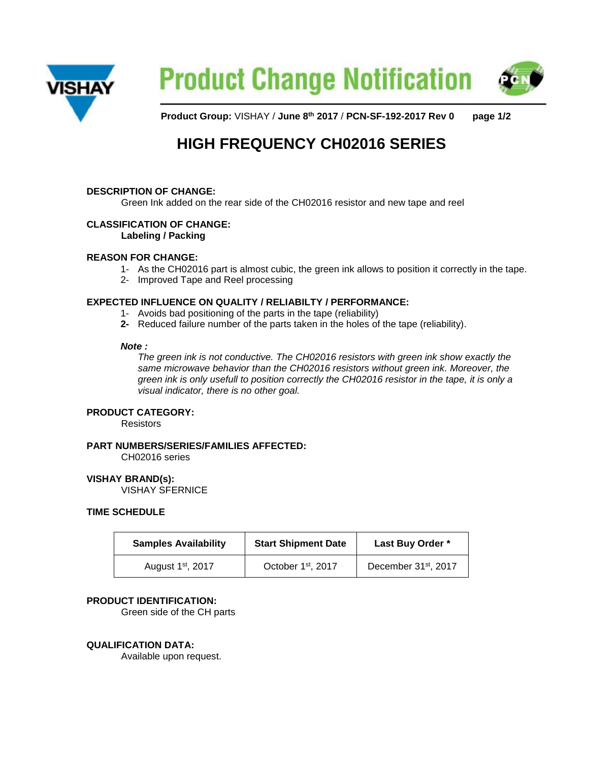# Product Change Notification

**Product Group:** VISHAY / **June 8th 2017** / **PCN-SF-192-2017 Rev 0**

## HIGH FREQUENCY CH02016 SERIES

**DESCRIPTION OF CHANGE:**

Green Ink added on the rear side of the CH02016 resistor and new tape and reel

**CLASSIFICATION OF CHANGE:**

**Labeling / Packing**

**REASON FOR CHANGE:**

1- As the CH02016 part is almost cubic, the green ink allows to position it correctly in the tape.
2- Improved Tape and Reel processing

**EXPECTED INFLUENCE ON QUALITY / RELIABILTY / PERFORMANCE:**

1- Avoids bad positioning of the parts in the tape (reliability)
**2-** Reduced failure number of the parts taken in the holes of the tape (reliability).

***Note :***

*The green ink is not conductive. The CH02016 resistors with green ink show exactly the same microwave behavior than the CH02016 resistors without green ink. Moreover, the green ink is only usefull to position correctly the CH02016 resistor in the tape, it is only a visual indicator, there is no other goal.*

**PRODUCT CATEGORY:**

Resistors

**PART NUMBERS/SERIES/FAMILIES AFFECTED:**

CH02016 series

**VISHAY BRAND(s):**

VISHAY SFERNICE

**TIME SCHEDULE**

| Samples Availability | Start Shipment Date | Last Buy Order * |
|---|---|---|
| August 1st, 2017 | October 1st, 2017 | December 31st, 2017 |

**PRODUCT IDENTIFICATION:**

Green side of the CH parts

**QUALIFICATION DATA:**

Available upon request.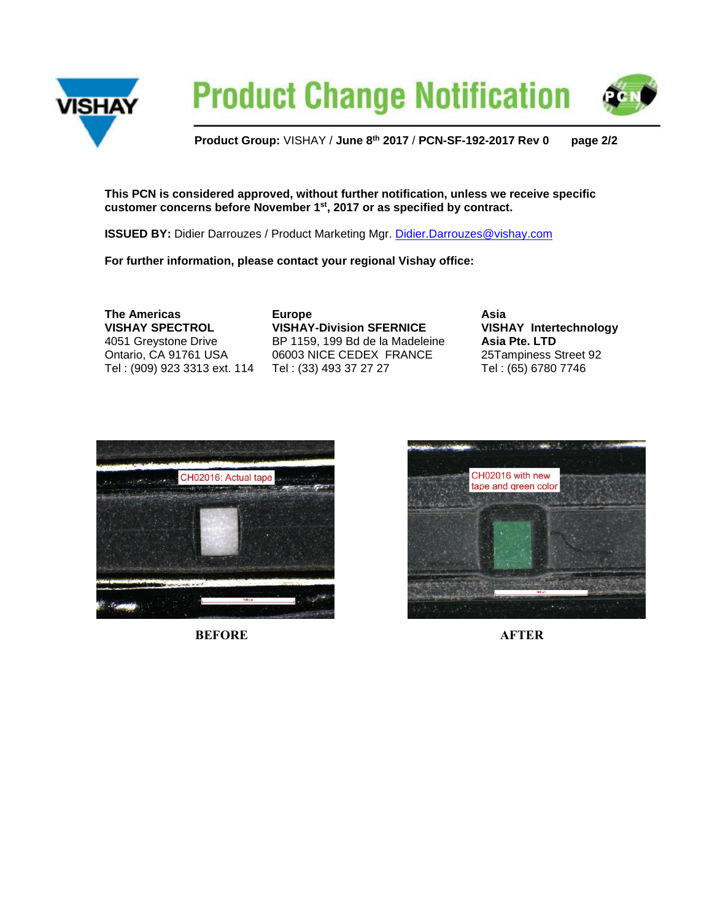**This PCN is considered approved, without further notification, unless we receive specific customer concerns before November 1st, 2017 or as specified by contract.**

**ISSUED BY:** Didier Darrouzes / Product Marketing Mgr. Didier.Darrouzes@vishay.com

**For further information, please contact your regional Vishay office:**

**The Americas**
**VISHAY SPECTROL**
4051 Greystone Drive
Ontario, CA 91761 USA
Tel : (909) 923 3313 ext. 114

**Europe**
**VISHAY-Division SFERNICE**
BP 1159, 199 Bd de la Madeleine
06003 NICE CEDEX FRANCE
Tel : (33) 493 37 27 27

**Asia**
**VISHAY Intertechnology Asia Pte. LTD**
25Tampiness Street 92
Tel : (65) 6780 7746

CH02016: Actual tape

**BEFORE**

CH02016 with new tape and green color

**AFTER**